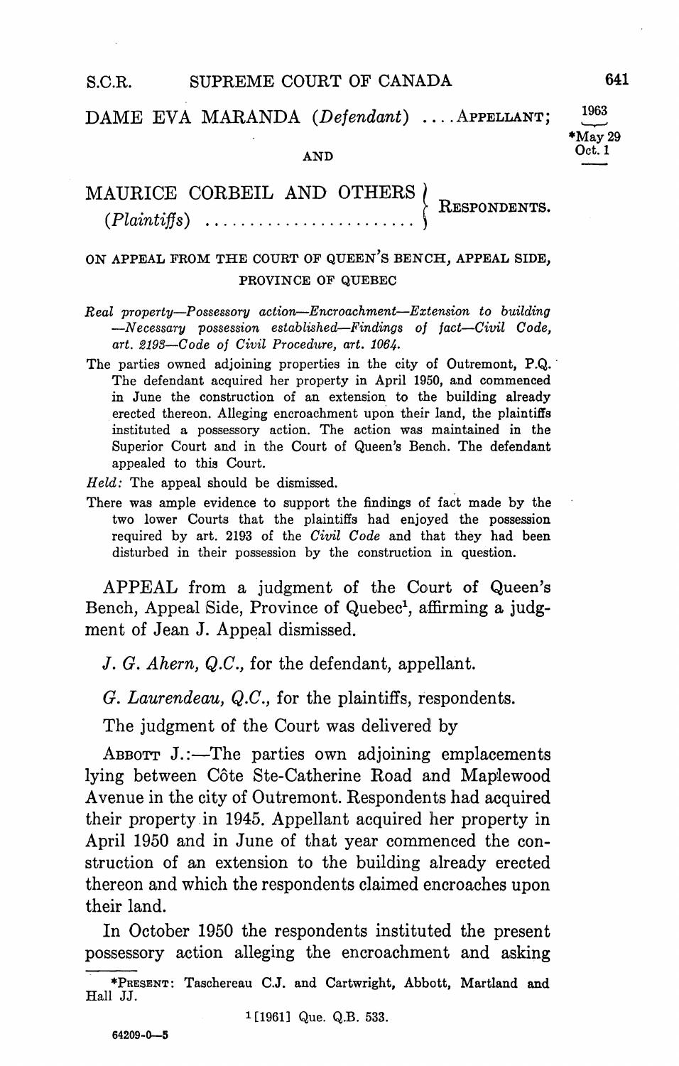DAME EVA MARANDA (*Defendant*) .... APPELLANT;

1963

*May 29
Oct. 1

AND

MAURICE CORBEIL AND OTHERS (*Plaintiffs*) ........................ RESPONDENTS.

ON APPEAL FROM THE COURT OF QUEEN'S BENCH, APPEAL SIDE, PROVINCE OF QUEBEC

*Real property—Possessory action—Encroachment—Extension to building—Necessary possession established—Findings of fact—Civil Code, art. 2193—Code of Civil Procedure, art. 1064.*

The parties owned adjoining properties in the city of Outremont, P.Q. The defendant acquired her property in April 1950, and commenced in June the construction of an extension to the building already erected thereon. Alleging encroachment upon their land, the plaintiffs instituted a possessory action. The action was maintained in the Superior Court and in the Court of Queen's Bench. The defendant appealed to this Court.

*Held:* The appeal should be dismissed.

There was ample evidence to support the findings of fact made by the two lower Courts that the plaintiffs had enjoyed the possession required by art. 2193 of the *Civil Code* and that they had been disturbed in their possession by the construction in question.

APPEAL from a judgment of the Court of Queen's Bench, Appeal Side, Province of Quebec[1], affirming a judgment of Jean J. Appeal dismissed.

*J. G. Ahern, Q.C.*, for the defendant, appellant.

*G. Laurendeau, Q.C.*, for the plaintiffs, respondents.

The judgment of the Court was delivered by

ABBOTT J.:—The parties own adjoining emplacements lying between Côte Ste-Catherine Road and Maplewood Avenue in the city of Outremont. Respondents had acquired their property in 1945. Appellant acquired her property in April 1950 and in June of that year commenced the construction of an extension to the building already erected thereon and which the respondents claimed encroaches upon their land.

In October 1950 the respondents instituted the present possessory action alleging the encroachment and asking

---

*PRESENT: Taschereau C.J. and Cartwright, Abbott, Martland and Hall JJ.

[1] [1961] Que. Q.B. 533.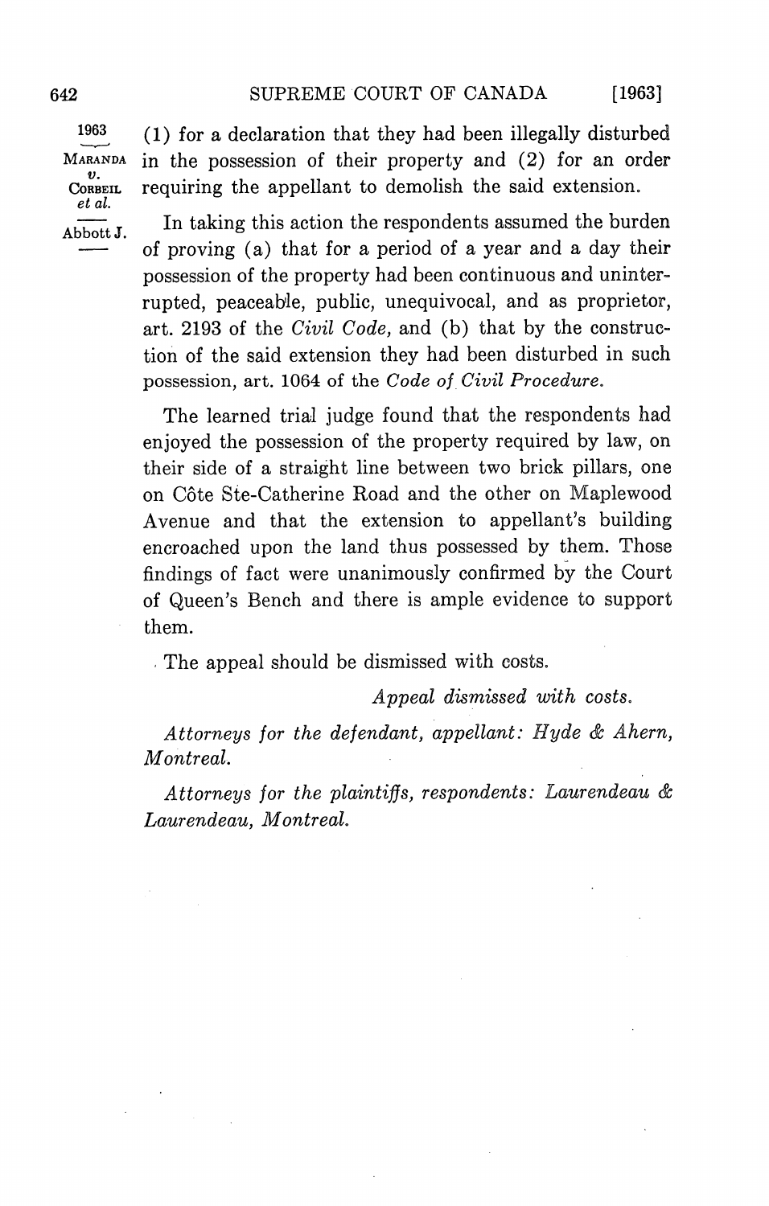(1) for a declaration that they had been illegally disturbed in the possession of their property and (2) for an order requiring the appellant to demolish the said extension.

In taking this action the respondents assumed the burden of proving (a) that for a period of a year and a day their possession of the property had been continuous and uninterrupted, peaceable, public, unequivocal, and as proprietor, art. 2193 of the *Civil Code,* and (b) that by the construction of the said extension they had been disturbed in such possession, art. 1064 of the *Code of Civil Procedure.*

The learned trial judge found that the respondents had enjoyed the possession of the property required by law, on their side of a straight line between two brick pillars, one on Côte Ste-Catherine Road and the other on Maplewood Avenue and that the extension to appellant's building encroached upon the land thus possessed by them. Those findings of fact were unanimously confirmed by the Court of Queen's Bench and there is ample evidence to support them.

The appeal should be dismissed with costs.

*Appeal dismissed with costs.*

*Attorneys for the defendant, appellant: Hyde & Ahern, Montreal.*

*Attorneys for the plaintiffs, respondents: Laurendeau & Laurendeau, Montreal.*